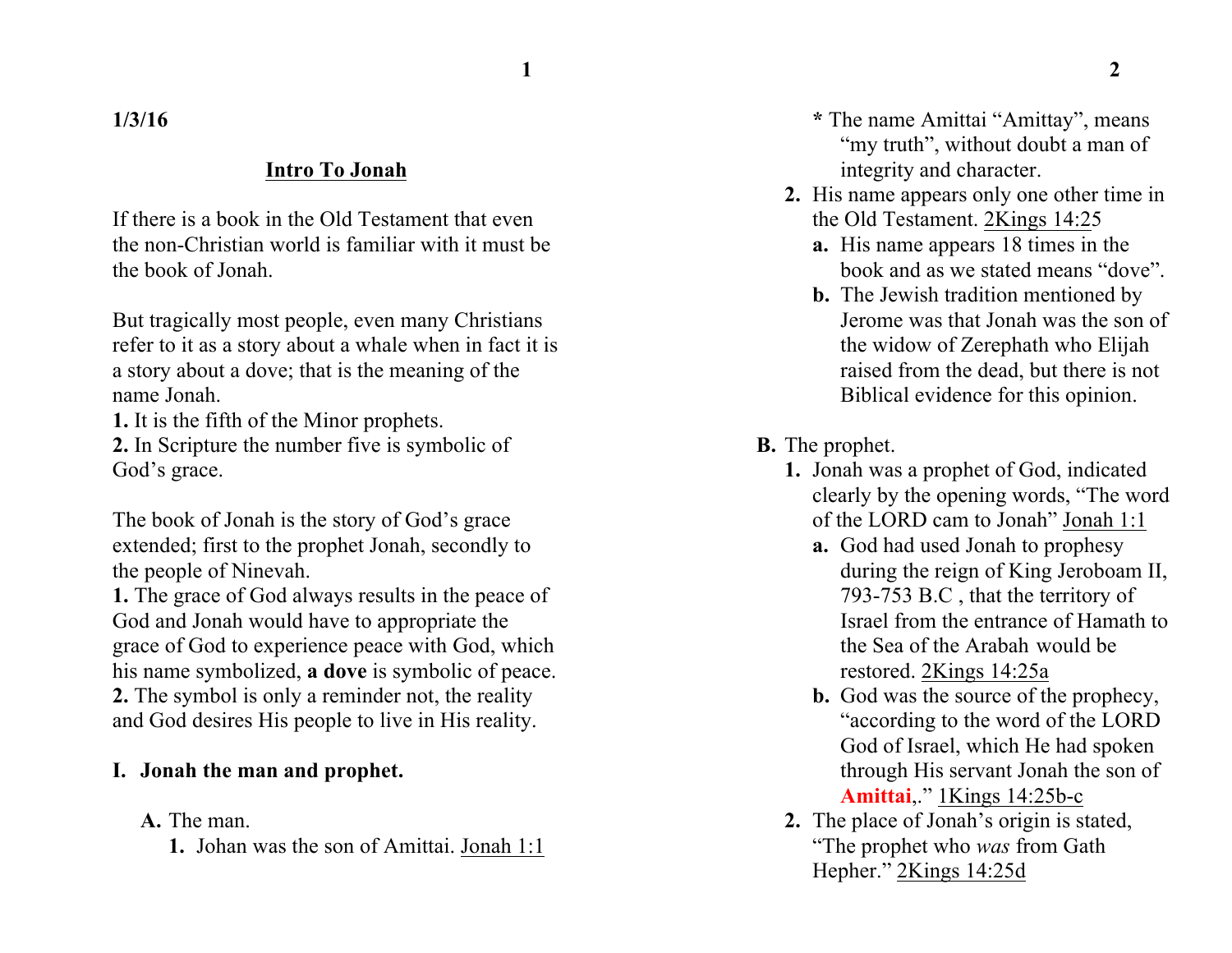**1/3/16**

## Intro To Jonah

If there is a book in the Old Testament that even the non-Christian world is familiar with it must be the book of Jonah.

But tragically most people, even many Christians refer to it as a story about a whale when in fact it is a story about a dove; that is the meaning of the name Jonah.

**1.** It is the fifth of the Minor prophets.
**2.** In Scripture the number five is symbolic of God's grace.

The book of Jonah is the story of God's grace extended; first to the prophet Jonah, secondly to the people of Nineveh.

**1.** The grace of God always results in the peace of God and Jonah would have to appropriate the grace of God to experience peace with God, which his name symbolized, **a dove** is symbolic of peace.
**2.** The symbol is only a reminder not, the reality and God desires His people to live in His reality.

### I. Jonah the man and prophet.

**A.** The man.

1. Johan was the son of Amittai. Jonah 1:1
   - \* The name Amittai "Amittay", means "my truth", without doubt a man of integrity and character.
2. His name appears only one other time in the Old Testament. 2Kings 14:25
   - **a.** His name appears 18 times in the book and as we stated means "dove".
   - **b.** The Jewish tradition mentioned by Jerome was that Jonah was the son of the widow of Zerephath who Elijah raised from the dead, but there is not Biblical evidence for this opinion.

**B.** The prophet.

1. Jonah was a prophet of God, indicated clearly by the opening words, "The word of the LORD cam to Jonah" Jonah 1:1
   - **a.** God had used Jonah to prophesy during the reign of King Jeroboam II, 793-753 B.C , that the territory of Israel from the entrance of Hamath to the Sea of the Arabah would be restored. 2Kings 14:25a
   - **b.** God was the source of the prophecy, "according to the word of the LORD God of Israel, which He had spoken through His servant Jonah the son of **Amittai**,." 1Kings 14:25b-c
2. The place of Jonah's origin is stated, "The prophet who *was* from Gath Hepher." 2Kings 14:25d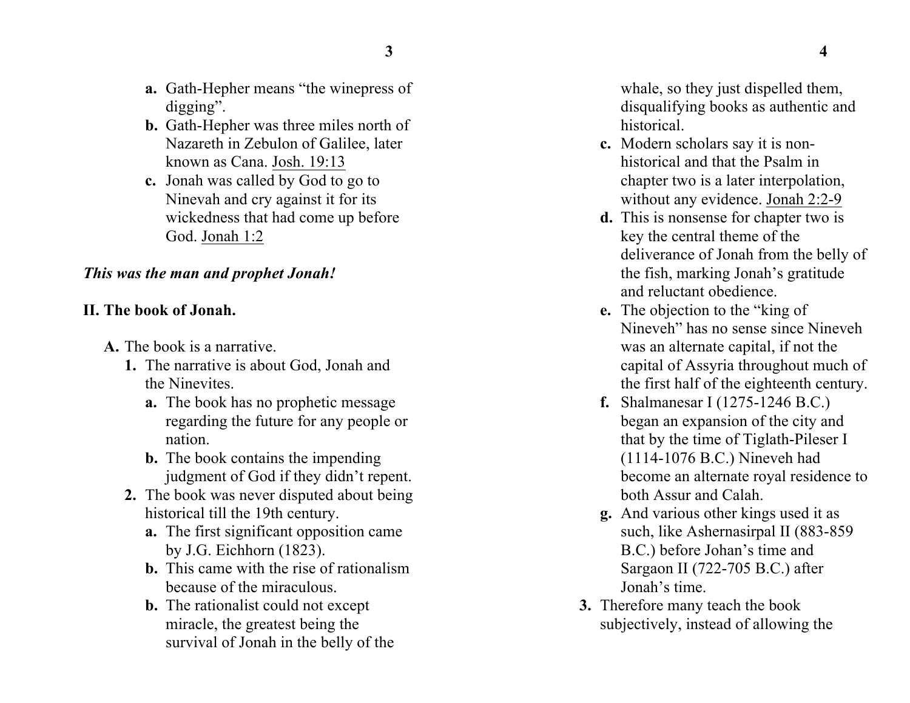a. Gath-Hepher means "the winepress of digging".
b. Gath-Hepher was three miles north of Nazareth in Zebulon of Galilee, later known as Cana. Josh. 19:13
c. Jonah was called by God to go to Nineveh and cry against it for its wickedness that had come up before God. Jonah 1:2

***This was the man and prophet Jonah!***

## II. The book of Jonah.

**A.** The book is a narrative.

1. The narrative is about God, Jonah and the Ninevites.
   a. The book has no prophetic message regarding the future for any people or nation.
   b. The book contains the impending judgment of God if they didn't repent.
2. The book was never disputed about being historical till the 19th century.
   a. The first significant opposition came by J.G. Eichhorn (1823).
   b. This came with the rise of rationalism because of the miraculous.
   b. The rationalist could not except miracle, the greatest being the survival of Jonah in the belly of the whale, so they just dispelled them, disqualifying books as authentic and historical.
   c. Modern scholars say it is non-historical and that the Psalm in chapter two is a later interpolation, without any evidence. Jonah 2:2-9
   d. This is nonsense for chapter two is key the central theme of the deliverance of Jonah from the belly of the fish, marking Jonah's gratitude and reluctant obedience.
   e. The objection to the "king of Nineveh" has no sense since Nineveh was an alternate capital, if not the capital of Assyria throughout much of the first half of the eighteenth century.
   f. Shalmanesar I (1275-1246 B.C.) began an expansion of the city and that by the time of Tiglath-Pileser I (1114-1076 B.C.) Nineveh had become an alternate royal residence to both Assur and Calah.
   g. And various other kings used it as such, like Ashernasirpal II (883-859 B.C.) before Johan's time and Sargaon II (722-705 B.C.) after Jonah's time.
3. Therefore many teach the book subjectively, instead of allowing the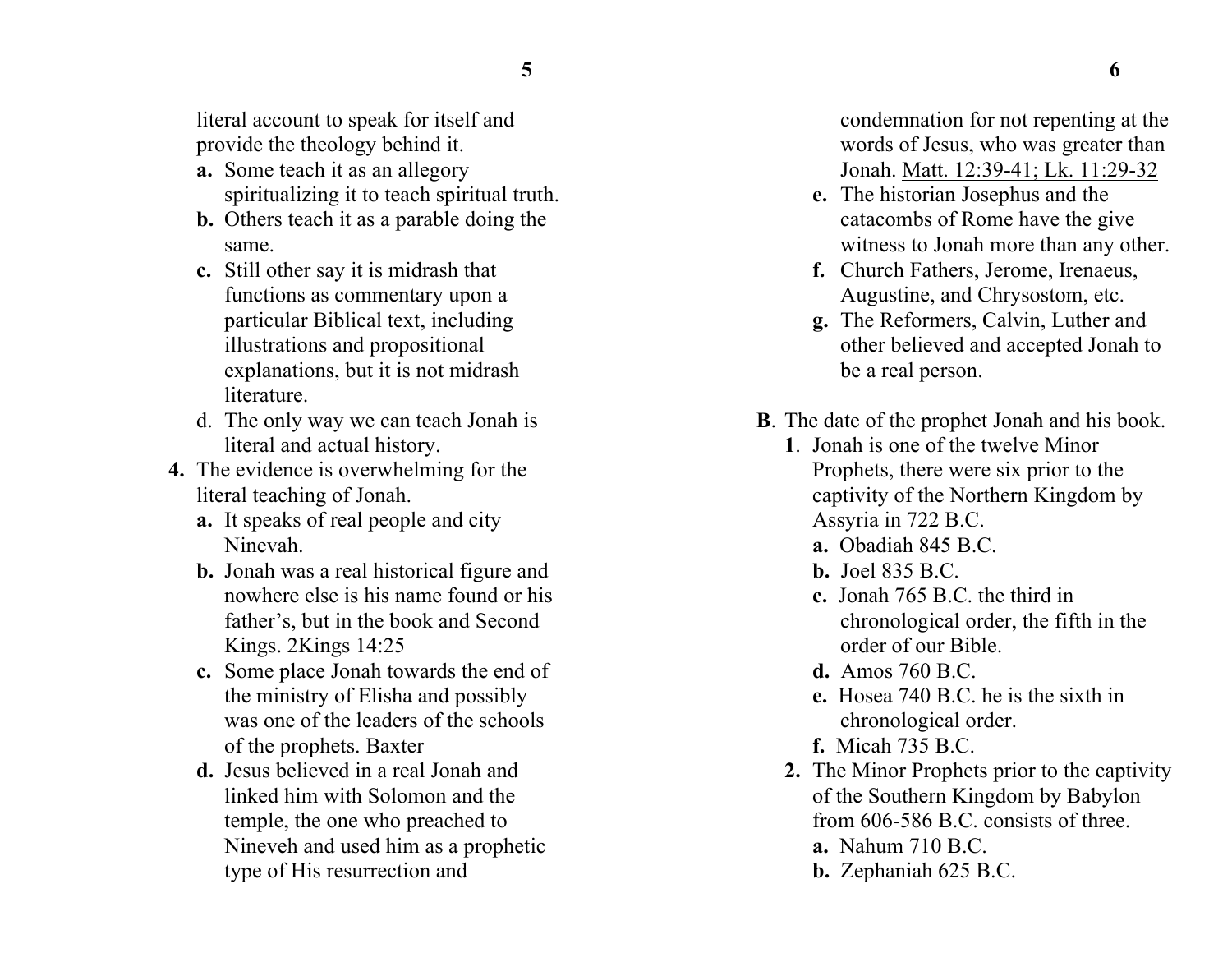literal account to speak for itself and provide the theology behind it.

- **a.** Some teach it as an allegory spiritualizing it to teach spiritual truth.
- **b.** Others teach it as a parable doing the same.
- **c.** Still other say it is midrash that functions as commentary upon a particular Biblical text, including illustrations and propositional explanations, but it is not midrash literature.
- d. The only way we can teach Jonah is literal and actual history.

**4.** The evidence is overwhelming for the literal teaching of Jonah.

- **a.** It speaks of real people and city Ninevah.
- **b.** Jonah was a real historical figure and nowhere else is his name found or his father's, but in the book and Second Kings. 2Kings 14:25
- **c.** Some place Jonah towards the end of the ministry of Elisha and possibly was one of the leaders of the schools of the prophets. Baxter
- **d.** Jesus believed in a real Jonah and linked him with Solomon and the temple, the one who preached to Nineveh and used him as a prophetic type of His resurrection and condemnation for not repenting at the words of Jesus, who was greater than Jonah. Matt. 12:39-41; Lk. 11:29-32
- **e.** The historian Josephus and the catacombs of Rome have the give witness to Jonah more than any other.
- **f.** Church Fathers, Jerome, Irenaeus, Augustine, and Chrysostom, etc.
- **g.** The Reformers, Calvin, Luther and other believed and accepted Jonah to be a real person.

**B**. The date of the prophet Jonah and his book.

**1**. Jonah is one of the twelve Minor Prophets, there were six prior to the captivity of the Northern Kingdom by Assyria in 722 B.C.

- **a.** Obadiah 845 B.C.
- **b.** Joel 835 B.C.
- **c.** Jonah 765 B.C. the third in chronological order, the fifth in the order of our Bible.
- **d.** Amos 760 B.C.
- **e.** Hosea 740 B.C. he is the sixth in chronological order.
- **f.** Micah 735 B.C.

**2.** The Minor Prophets prior to the captivity of the Southern Kingdom by Babylon from 606-586 B.C. consists of three.

- **a.** Nahum 710 B.C.
- **b.** Zephaniah 625 B.C.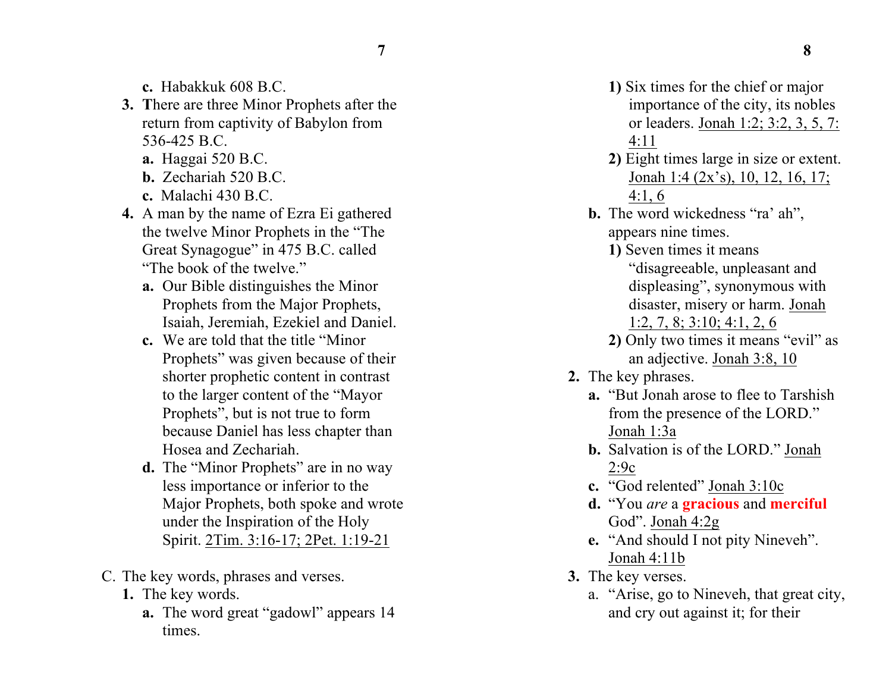c. Habakkuk 608 B.C.

3. **T**here are three Minor Prophets after the return from captivity of Babylon from 536-425 B.C.
   - **a.** Haggai 520 B.C.
   - **b.** Zechariah 520 B.C.
   - **c.** Malachi 430 B.C.
4. A man by the name of Ezra Ei gathered the twelve Minor Prophets in the "The Great Synagogue" in 475 B.C. called "The book of the twelve."
   - **a.** Our Bible distinguishes the Minor Prophets from the Major Prophets, Isaiah, Jeremiah, Ezekiel and Daniel.
   - **c.** We are told that the title "Minor Prophets" was given because of their shorter prophetic content in contrast to the larger content of the "Mayor Prophets", but is not true to form because Daniel has less chapter than Hosea and Zechariah.
   - **d.** The "Minor Prophets" are in no way less importance or inferior to the Major Prophets, both spoke and wrote under the Inspiration of the Holy Spirit. <u>2Tim. 3:16-17; 2Pet. 1:19-21</u>

C. The key words, phrases and verses.

1. **The key words.**
   - **a.** The word great "gadowl" appears 14 times.
     - **1)** Six times for the chief or major importance of the city, its nobles or leaders. <u>Jonah 1:2; 3:2, 3, 5, 7: 4:11</u>
     - **2)** Eight times large in size or extent. <u>Jonah 1:4 (2x's), 10, 12, 16, 17; 4:1, 6</u>
   - **b.** The word wickedness "ra' ah", appears nine times.
     - **1)** Seven times it means "disagreeable, unpleasant and displeasing", synonymous with disaster, misery or harm. <u>Jonah 1:2, 7, 8; 3:10; 4:1, 2, 6</u>
     - **2)** Only two times it means "evil" as an adjective. <u>Jonah 3:8, 10</u>
2. **The key phrases.**
   - **a.** "But Jonah arose to flee to Tarshish from the presence of the LORD." <u>Jonah 1:3a</u>
   - **b.** Salvation is of the LORD." <u>Jonah 2:9c</u>
   - **c.** "God relented" <u>Jonah 3:10c</u>
   - **d.** "You *are* a **gracious** and **merciful** God". <u>Jonah 4:2g</u>
   - **e.** "And should I not pity Nineveh". <u>Jonah 4:11b</u>
3. **The key verses.**
   - a. "Arise, go to Nineveh, that great city, and cry out against it; for their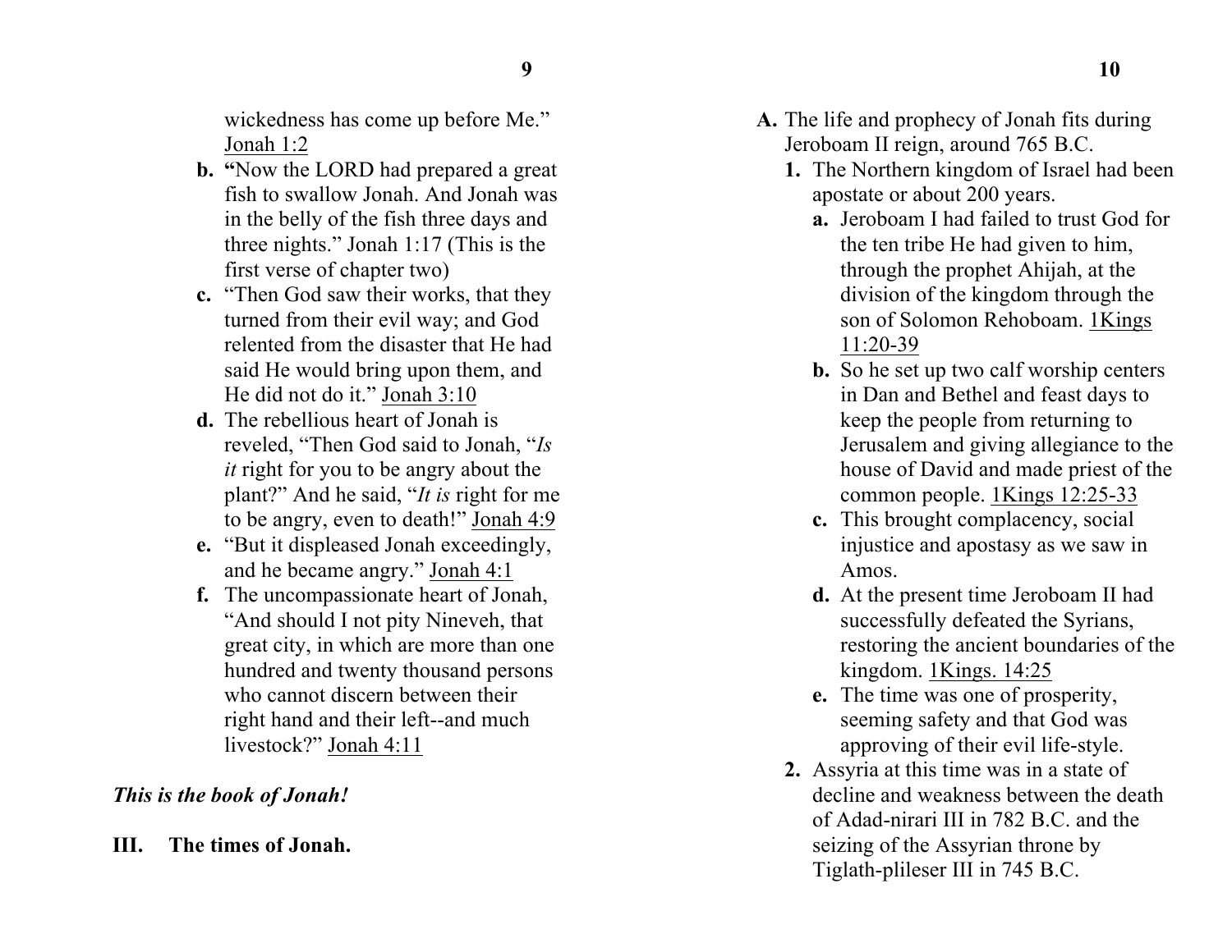wickedness has come up before Me." Jonah 1:2

**b.** "Now the LORD had prepared a great fish to swallow Jonah. And Jonah was in the belly of the fish three days and three nights." Jonah 1:17 (This is the first verse of chapter two)

**c.** "Then God saw their works, that they turned from their evil way; and God relented from the disaster that He had said He would bring upon them, and He did not do it." Jonah 3:10

**d.** The rebellious heart of Jonah is reveled, "Then God said to Jonah, "*Is it* right for you to be angry about the plant?" And he said, "*It is* right for me to be angry, even to death!" Jonah 4:9

**e.** "But it displeased Jonah exceedingly, and he became angry." Jonah 4:1

**f.** The uncompassionate heart of Jonah, "And should I not pity Nineveh, that great city, in which are more than one hundred and twenty thousand persons who cannot discern between their right hand and their left--and much livestock?" Jonah 4:11

***This is the book of Jonah!***

**III. The times of Jonah.**

**A.** The life and prophecy of Jonah fits during Jeroboam II reign, around 765 B.C.

1. The Northern kingdom of Israel had been apostate or about 200 years.
   - **a.** Jeroboam I had failed to trust God for the ten tribe He had given to him, through the prophet Ahijah, at the division of the kingdom through the son of Solomon Rehoboam. 1Kings 11:20-39
   - **b.** So he set up two calf worship centers in Dan and Bethel and feast days to keep the people from returning to Jerusalem and giving allegiance to the house of David and made priest of the common people. 1Kings 12:25-33
   - **c.** This brought complacency, social injustice and apostasy as we saw in Amos.
   - **d.** At the present time Jeroboam II had successfully defeated the Syrians, restoring the ancient boundaries of the kingdom. 1Kings. 14:25
   - **e.** The time was one of prosperity, seeming safety and that God was approving of their evil life-style.
2. Assyria at this time was in a state of decline and weakness between the death of Adad-nirari III in 782 B.C. and the seizing of the Assyrian throne by Tiglath-plileser III in 745 B.C.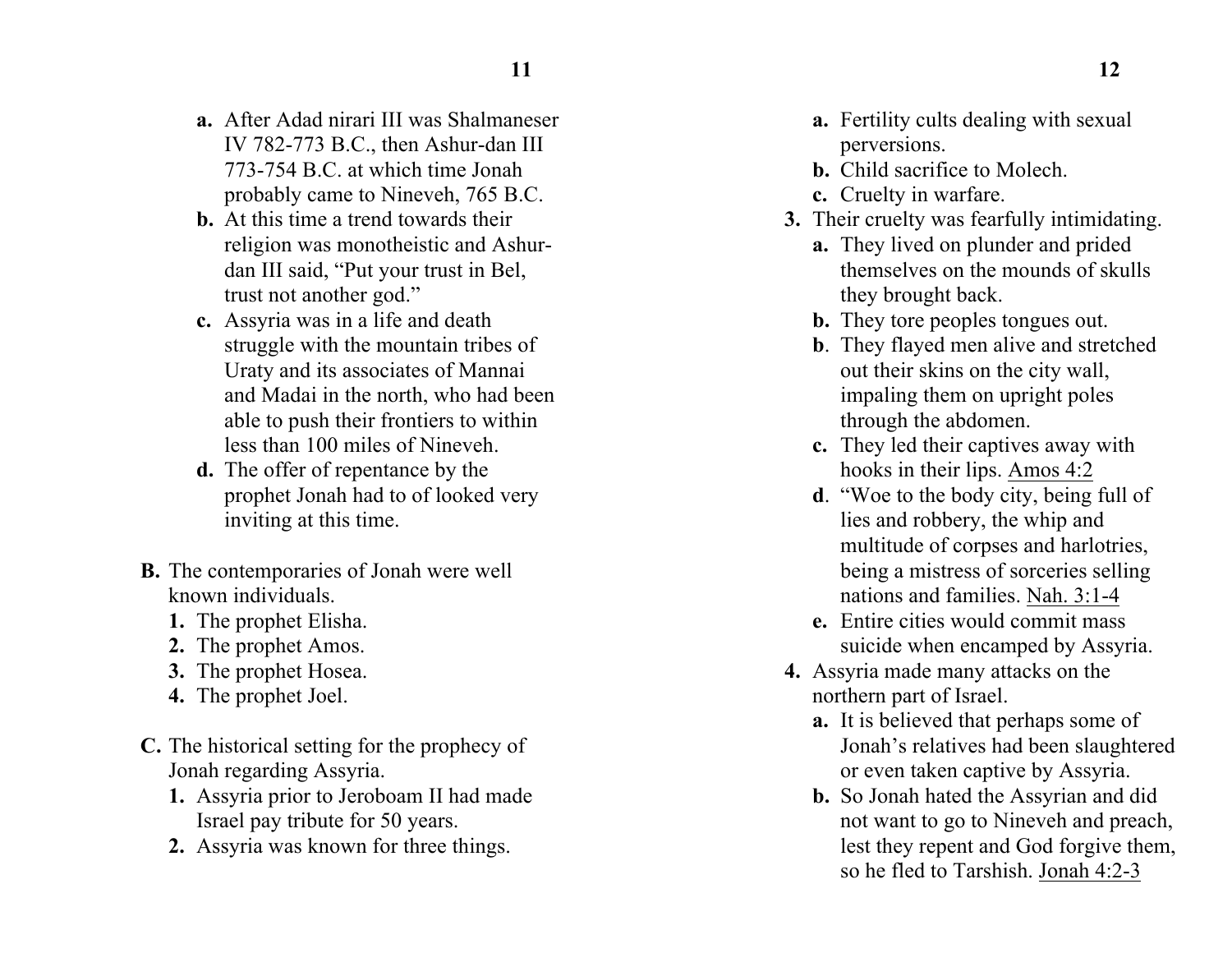- **a.** After Adad nirari III was Shalmaneser IV 782-773 B.C., then Ashur-dan III 773-754 B.C. at which time Jonah probably came to Nineveh, 765 B.C.
- **b.** At this time a trend towards their religion was monotheistic and Ashur-dan III said, "Put your trust in Bel, trust not another god."
- **c.** Assyria was in a life and death struggle with the mountain tribes of Uraty and its associates of Mannai and Madai in the north, who had been able to push their frontiers to within less than 100 miles of Nineveh.
- **d.** The offer of repentance by the prophet Jonah had to of looked very inviting at this time.

**B.** The contemporaries of Jonah were well known individuals.

1. The prophet Elisha.
2. The prophet Amos.
3. The prophet Hosea.
4. The prophet Joel.

**C.** The historical setting for the prophecy of Jonah regarding Assyria.

1. Assyria prior to Jeroboam II had made Israel pay tribute for 50 years.
2. Assyria was known for three things.
   - **a.** Fertility cults dealing with sexual perversions.
   - **b.** Child sacrifice to Molech.
   - **c.** Cruelty in warfare.
3. Their cruelty was fearfully intimidating.
   - **a.** They lived on plunder and prided themselves on the mounds of skulls they brought back.
   - **b.** They tore peoples tongues out.
   - **b**. They flayed men alive and stretched out their skins on the city wall, impaling them on upright poles through the abdomen.
   - **c.** They led their captives away with hooks in their lips. Amos 4:2
   - **d**. "Woe to the body city, being full of lies and robbery, the whip and multitude of corpses and harlotries, being a mistress of sorceries selling nations and families. Nah. 3:1-4
   - **e.** Entire cities would commit mass suicide when encamped by Assyria.
4. Assyria made many attacks on the northern part of Israel.
   - **a.** It is believed that perhaps some of Jonah's relatives had been slaughtered or even taken captive by Assyria.
   - **b.** So Jonah hated the Assyrian and did not want to go to Nineveh and preach, lest they repent and God forgive them, so he fled to Tarshish. Jonah 4:2-3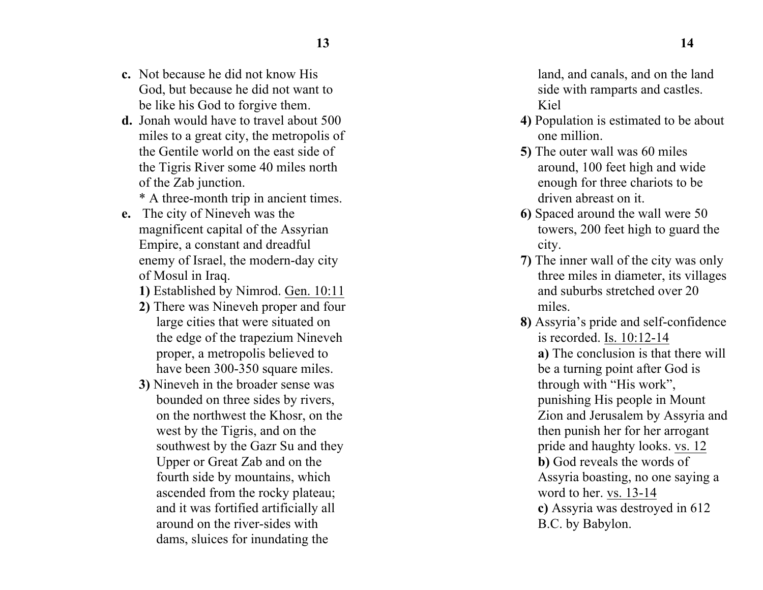**c.** Not because he did not know His God, but because he did not want to be like his God to forgive them.

**d.** Jonah would have to travel about 500 miles to a great city, the metropolis of the Gentile world on the east side of the Tigris River some 40 miles north of the Zab junction.
 * A three-month trip in ancient times.

**e.** The city of Nineveh was the magnificent capital of the Assyrian Empire, a constant and dreadful enemy of Israel, the modern-day city of Mosul in Iraq.

**1)** Established by Nimrod. <u>Gen. 10:11</u>

**2)** There was Nineveh proper and four large cities that were situated on the edge of the trapezium Nineveh proper, a metropolis believed to have been 300-350 square miles.

**3)** Nineveh in the broader sense was bounded on three sides by rivers, on the northwest the Khosr, on the west by the Tigris, and on the southwest by the Gazr Su and they Upper or Great Zab and on the fourth side by mountains, which ascended from the rocky plateau; and it was fortified artificially all around on the river-sides with dams, sluices for inundating the land, and canals, and on the land side with ramparts and castles. Kiel

**4)** Population is estimated to be about one million.

**5)** The outer wall was 60 miles around, 100 feet high and wide enough for three chariots to be driven abreast on it.

**6)** Spaced around the wall were 50 towers, 200 feet high to guard the city.

**7)** The inner wall of the city was only three miles in diameter, its villages and suburbs stretched over 20 miles.

**8)** Assyria's pride and self-confidence is recorded. <u>Is. 10:12-14</u>

**a)** The conclusion is that there will be a turning point after God is through with "His work", punishing His people in Mount Zion and Jerusalem by Assyria and then punish her for her arrogant pride and haughty looks. <u>vs. 12</u>

**b)** God reveals the words of Assyria boasting, no one saying a word to her. <u>vs. 13-14</u>

**c)** Assyria was destroyed in 612 B.C. by Babylon.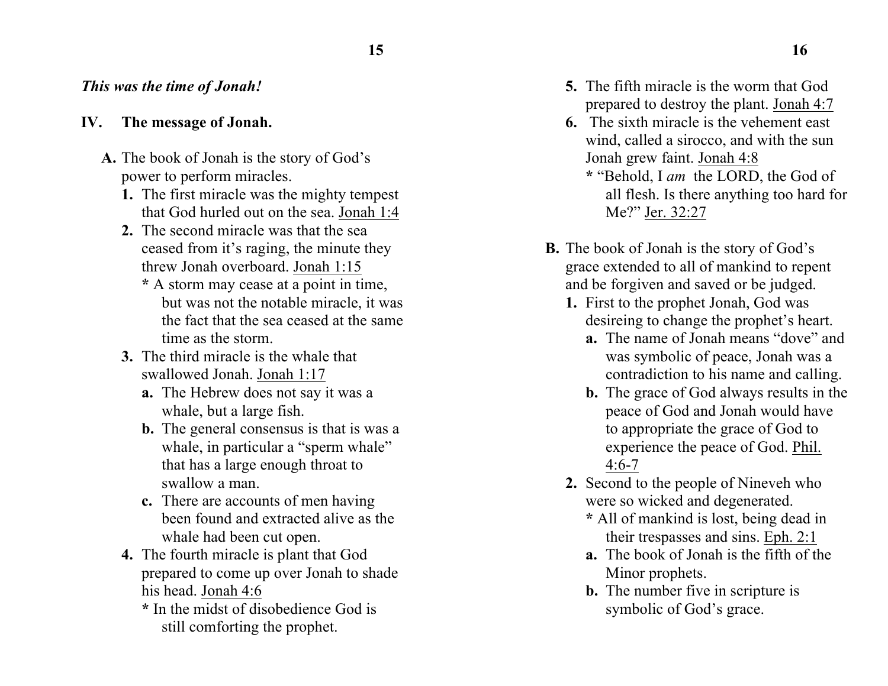***This was the time of Jonah!***

**IV. The message of Jonah.**

**A.** The book of Jonah is the story of God's power to perform miracles.

**1.** The first miracle was the mighty tempest that God hurled out on the sea. Jonah 1:4

**2.** The second miracle was that the sea ceased from it's raging, the minute they threw Jonah overboard. Jonah 1:15

**\*** A storm may cease at a point in time, but was not the notable miracle, it was the fact that the sea ceased at the same time as the storm.

**3.** The third miracle is the whale that swallowed Jonah. Jonah 1:17

**a.** The Hebrew does not say it was a whale, but a large fish.

**b.** The general consensus is that is was a whale, in particular a "sperm whale" that has a large enough throat to swallow a man.

**c.** There are accounts of men having been found and extracted alive as the whale had been cut open.

**4.** The fourth miracle is plant that God prepared to come up over Jonah to shade his head. Jonah 4:6

**\*** In the midst of disobedience God is still comforting the prophet.

**5.** The fifth miracle is the worm that God prepared to destroy the plant. Jonah 4:7

**6.** The sixth miracle is the vehement east wind, called a sirocco, and with the sun Jonah grew faint. Jonah 4:8

**\*** "Behold, I *am* the LORD, the God of all flesh. Is there anything too hard for Me?" Jer. 32:27

**B.** The book of Jonah is the story of God's grace extended to all of mankind to repent and be forgiven and saved or be judged.

**1.** First to the prophet Jonah, God was desireing to change the prophet's heart.

**a.** The name of Jonah means "dove" and was symbolic of peace, Jonah was a contradiction to his name and calling.

**b.** The grace of God always results in the peace of God and Jonah would have to appropriate the grace of God to experience the peace of God. Phil. 4:6-7

**2.** Second to the people of Nineveh who were so wicked and degenerated.

**\*** All of mankind is lost, being dead in their trespasses and sins. Eph. 2:1

**a.** The book of Jonah is the fifth of the Minor prophets.

**b.** The number five in scripture is symbolic of God's grace.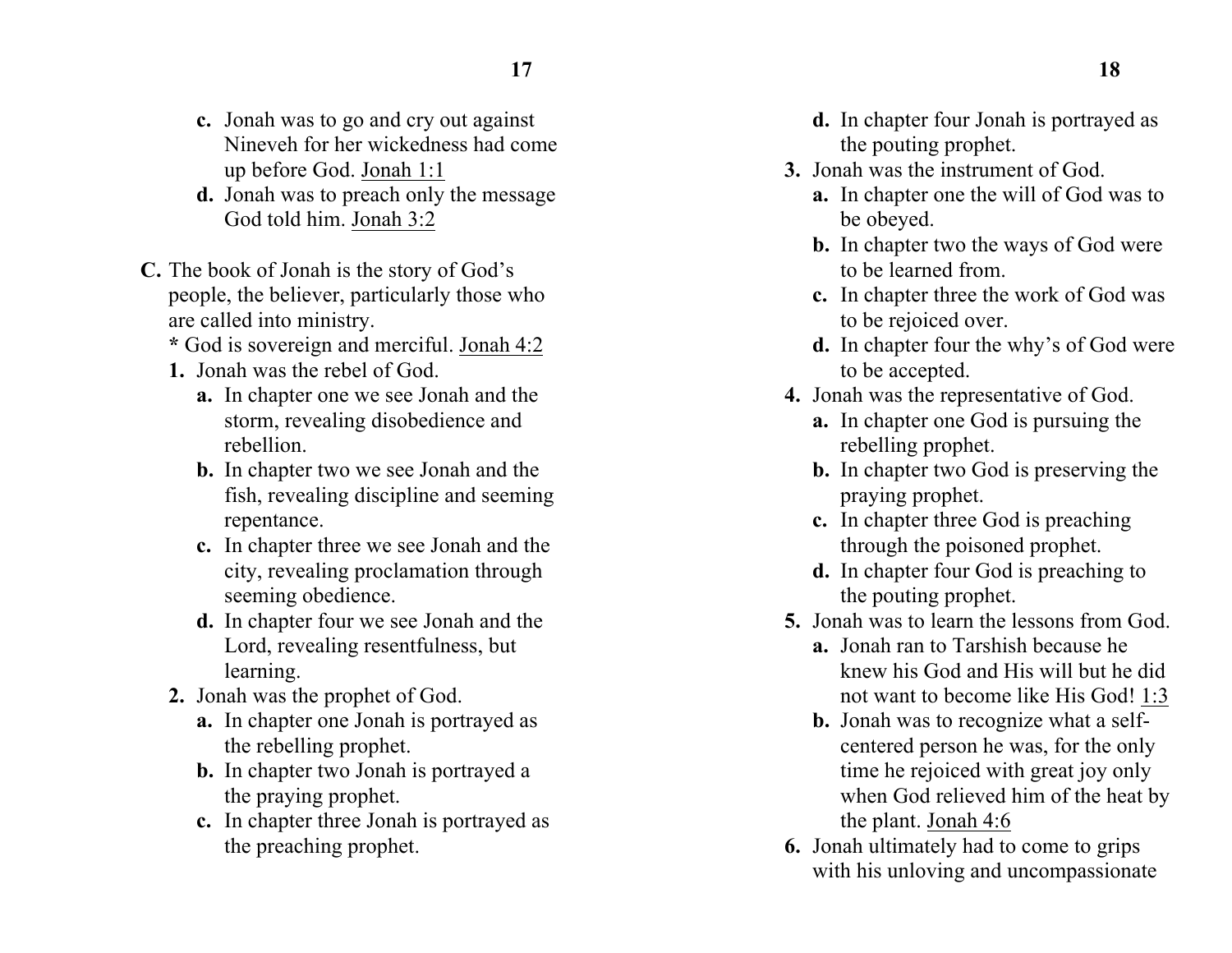- **c.** Jonah was to go and cry out against Nineveh for her wickedness had come up before God. Jonah 1:1
- **d.** Jonah was to preach only the message God told him. Jonah 3:2

**C.** The book of Jonah is the story of God's people, the believer, particularly those who are called into ministry.
**\*** God is sovereign and merciful. Jonah 4:2

1. Jonah was the rebel of God.
   - **a.** In chapter one we see Jonah and the storm, revealing disobedience and rebellion.
   - **b.** In chapter two we see Jonah and the fish, revealing discipline and seeming repentance.
   - **c.** In chapter three we see Jonah and the city, revealing proclamation through seeming obedience.
   - **d.** In chapter four we see Jonah and the Lord, revealing resentfulness, but learning.
2. Jonah was the prophet of God.
   - **a.** In chapter one Jonah is portrayed as the rebelling prophet.
   - **b.** In chapter two Jonah is portrayed a the praying prophet.
   - **c.** In chapter three Jonah is portrayed as the preaching prophet.
   - **d.** In chapter four Jonah is portrayed as the pouting prophet.
3. Jonah was the instrument of God.
   - **a.** In chapter one the will of God was to be obeyed.
   - **b.** In chapter two the ways of God were to be learned from.
   - **c.** In chapter three the work of God was to be rejoiced over.
   - **d.** In chapter four the why's of God were to be accepted.
4. Jonah was the representative of God.
   - **a.** In chapter one God is pursuing the rebelling prophet.
   - **b.** In chapter two God is preserving the praying prophet.
   - **c.** In chapter three God is preaching through the poisoned prophet.
   - **d.** In chapter four God is preaching to the pouting prophet.
5. Jonah was to learn the lessons from God.
   - **a.** Jonah ran to Tarshish because he knew his God and His will but he did not want to become like His God! 1:3
   - **b.** Jonah was to recognize what a self-centered person he was, for the only time he rejoiced with great joy only when God relieved him of the heat by the plant. Jonah 4:6
6. Jonah ultimately had to come to grips with his unloving and uncompassionate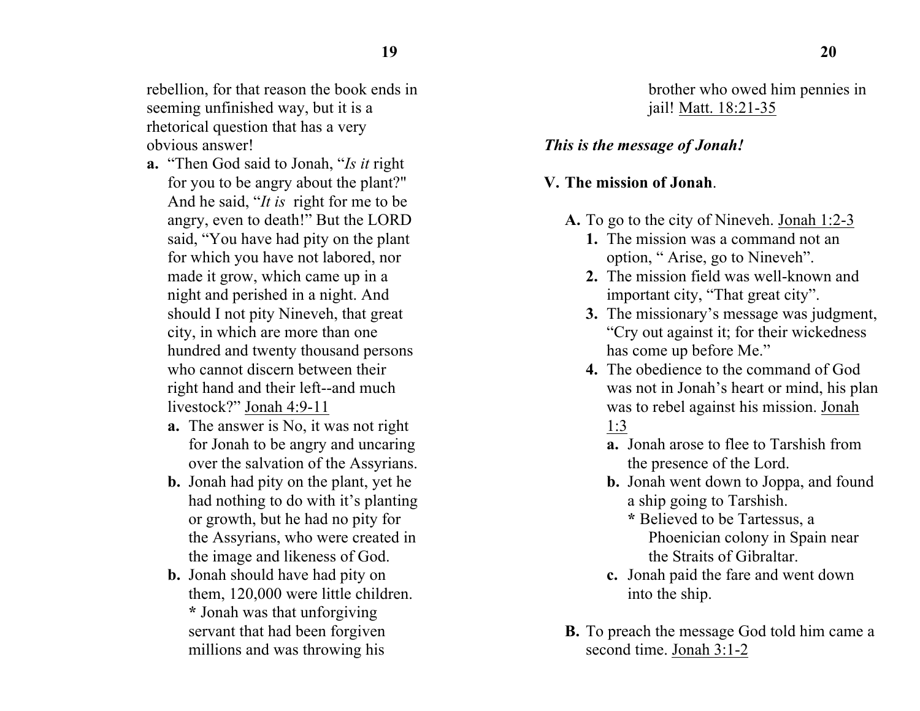rebellion, for that reason the book ends in seeming unfinished way, but it is a rhetorical question that has a very obvious answer!

- **a.** "Then God said to Jonah, "*Is it* right for you to be angry about the plant?" And he said, "*It is* right for me to be angry, even to death!" But the LORD said, "You have had pity on the plant for which you have not labored, nor made it grow, which came up in a night and perished in a night. And should I not pity Nineveh, that great city, in which are more than one hundred and twenty thousand persons who cannot discern between their right hand and their left--and much livestock?" Jonah 4:9-11
  - **a.** The answer is No, it was not right for Jonah to be angry and uncaring over the salvation of the Assyrians.
  - **b.** Jonah had pity on the plant, yet he had nothing to do with it's planting or growth, but he had no pity for the Assyrians, who were created in the image and likeness of God.
  - **b.** Jonah should have had pity on them, 120,000 were little children. **\*** Jonah was that unforgiving servant that had been forgiven millions and was throwing his brother who owed him pennies in jail! Matt. 18:21-35

***This is the message of Jonah!***

## V. The mission of Jonah.

- **A.** To go to the city of Nineveh. Jonah 1:2-3
  - **1.** The mission was a command not an option, " Arise, go to Nineveh".
  - **2.** The mission field was well-known and important city, "That great city".
  - **3.** The missionary's message was judgment, "Cry out against it; for their wickedness has come up before Me."
  - **4.** The obedience to the command of God was not in Jonah's heart or mind, his plan was to rebel against his mission. Jonah 1:3
    - **a.** Jonah arose to flee to Tarshish from the presence of the Lord.
    - **b.** Jonah went down to Joppa, and found a ship going to Tarshish.
      **\*** Believed to be Tartessus, a Phoenician colony in Spain near the Straits of Gibraltar.
    - **c.** Jonah paid the fare and went down into the ship.
- **B.** To preach the message God told him came a second time. Jonah 3:1-2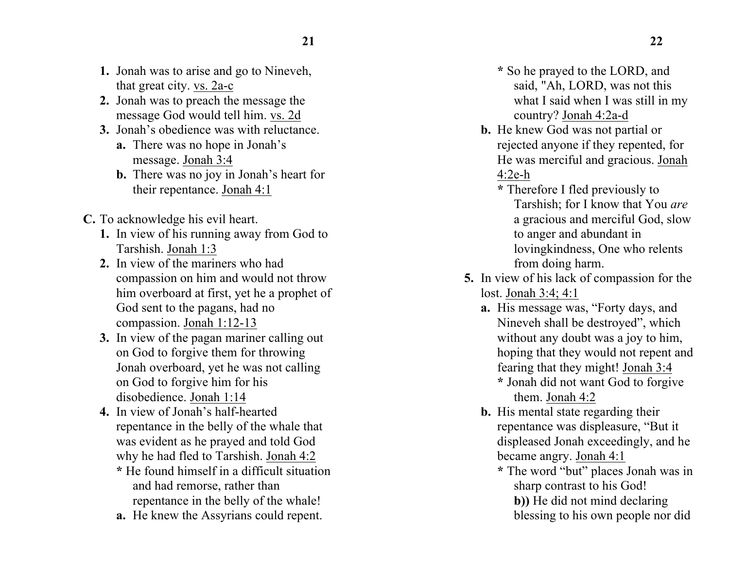1. Jonah was to arise and go to Nineveh, that great city. vs. 2a-c
2. Jonah was to preach the message the message God would tell him. vs. 2d
3. Jonah's obedience was with reluctance.
   - **a.** There was no hope in Jonah's message. Jonah 3:4
   - **b.** There was no joy in Jonah's heart for their repentance. Jonah 4:1

**C.** To acknowledge his evil heart.

1. In view of his running away from God to Tarshish. Jonah 1:3
2. In view of the mariners who had compassion on him and would not throw him overboard at first, yet he a prophet of God sent to the pagans, had no compassion. Jonah 1:12-13
3. In view of the pagan mariner calling out on God to forgive them for throwing Jonah overboard, yet he was not calling on God to forgive him for his disobedience. Jonah 1:14
4. In view of Jonah's half-hearted repentance in the belly of the whale that was evident as he prayed and told God why he had fled to Tarshish. Jonah 4:2
   - **\*** He found himself in a difficult situation and had remorse, rather than repentance in the belly of the whale!
   - **a.** He knew the Assyrians could repent.
     - **\*** So he prayed to the LORD, and said, "Ah, LORD, was not this what I said when I was still in my country? Jonah 4:2a-d
   - **b.** He knew God was not partial or rejected anyone if they repented, for He was merciful and gracious. Jonah 4:2e-h
     - **\*** Therefore I fled previously to Tarshish; for I know that You *are* a gracious and merciful God, slow to anger and abundant in lovingkindness, One who relents from doing harm.
5. In view of his lack of compassion for the lost. Jonah 3:4; 4:1
   - **a.** His message was, "Forty days, and Nineveh shall be destroyed", which without any doubt was a joy to him, hoping that they would not repent and fearing that they might! Jonah 3:4
     - **\*** Jonah did not want God to forgive them. Jonah 4:2
   - **b.** His mental state regarding their repentance was displeasure, "But it displeased Jonah exceedingly, and he became angry. Jonah 4:1
     - **\*** The word "but" places Jonah was in sharp contrast to his God!
       - **b))** He did not mind declaring blessing to his own people nor did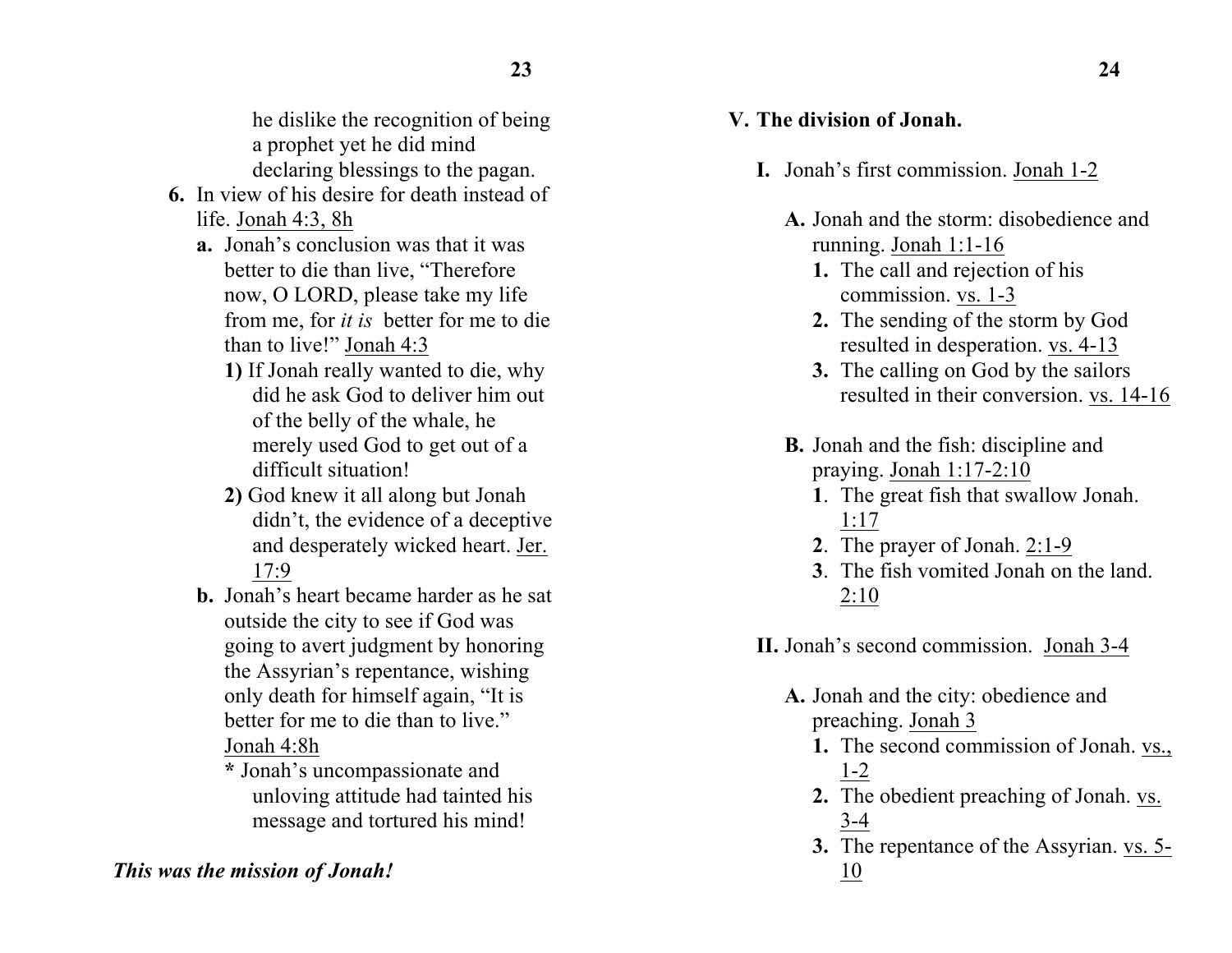he dislike the recognition of being a prophet yet he did mind declaring blessings to the pagan.

**6.** In view of his desire for death instead of life. Jonah 4:3, 8h

**a.** Jonah's conclusion was that it was better to die than live, "Therefore now, O LORD, please take my life from me, for *it is* better for me to die than to live!" Jonah 4:3

**1)** If Jonah really wanted to die, why did he ask God to deliver him out of the belly of the whale, he merely used God to get out of a difficult situation!

**2)** God knew it all along but Jonah didn't, the evidence of a deceptive and desperately wicked heart. Jer. 17:9

**b.** Jonah's heart became harder as he sat outside the city to see if God was going to avert judgment by honoring the Assyrian's repentance, wishing only death for himself again, "It is better for me to die than to live." Jonah 4:8h

**\*** Jonah's uncompassionate and unloving attitude had tainted his message and tortured his mind!

***This was the mission of Jonah!***

## V. The division of Jonah.

**I.** Jonah's first commission. Jonah 1-2

**A.** Jonah and the storm: disobedience and running. Jonah 1:1-16

1. The call and rejection of his commission. vs. 1-3
2. The sending of the storm by God resulted in desperation. vs. 4-13
3. The calling on God by the sailors resulted in their conversion. vs. 14-16

**B.** Jonah and the fish: discipline and praying. Jonah 1:17-2:10

1. The great fish that swallow Jonah. 1:17
2. The prayer of Jonah. 2:1-9
3. The fish vomited Jonah on the land. 2:10

**II.** Jonah's second commission. Jonah 3-4

**A.** Jonah and the city: obedience and preaching. Jonah 3

1. The second commission of Jonah. vs., 1-2
2. The obedient preaching of Jonah. vs. 3-4
3. The repentance of the Assyrian. vs. 5-10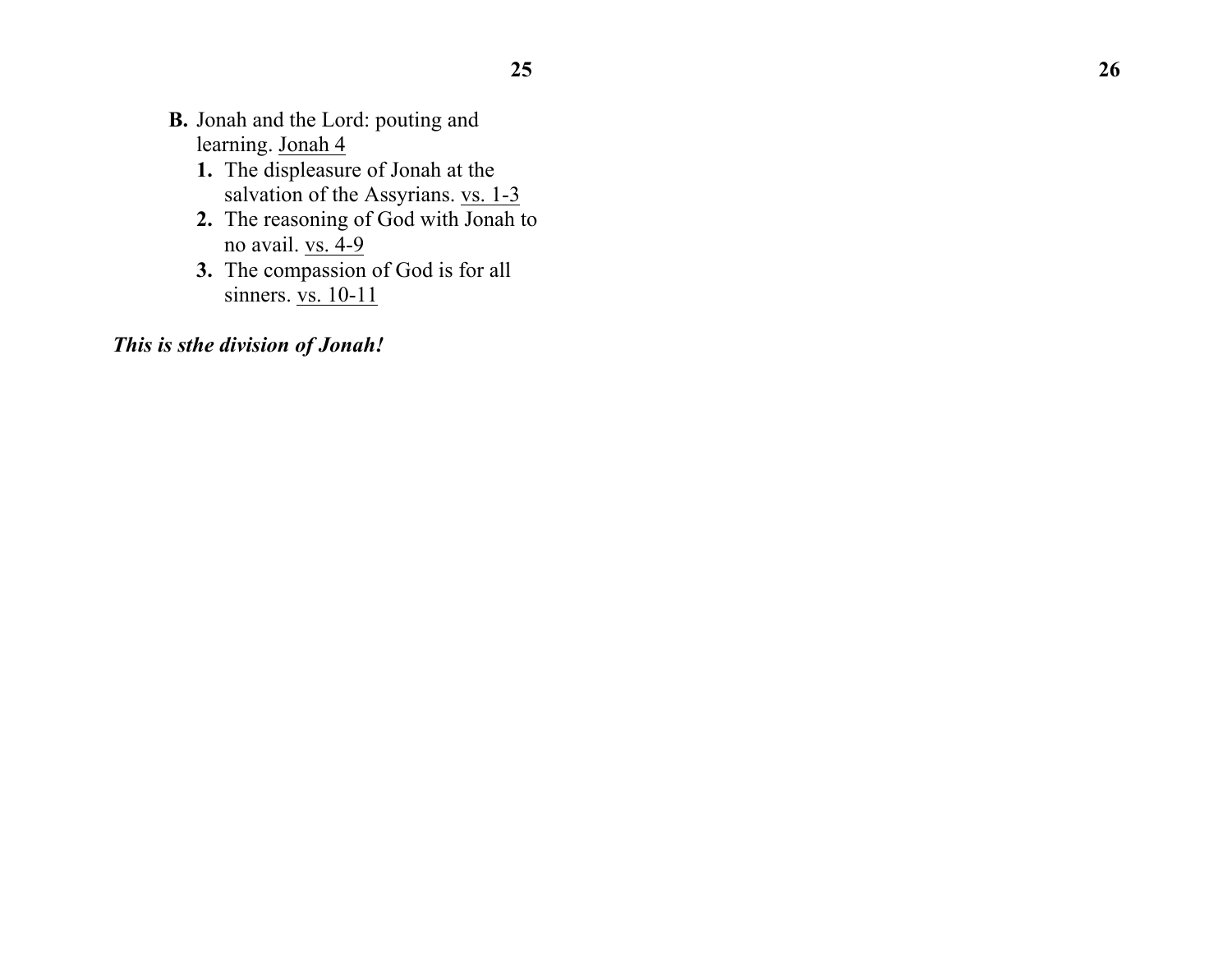**B.** Jonah and the Lord: pouting and learning. Jonah 4

1. The displeasure of Jonah at the salvation of the Assyrians. vs. 1-3
2. The reasoning of God with Jonah to no avail. vs. 4-9
3. The compassion of God is for all sinners. vs. 10-11

***This is sthe division of Jonah!***